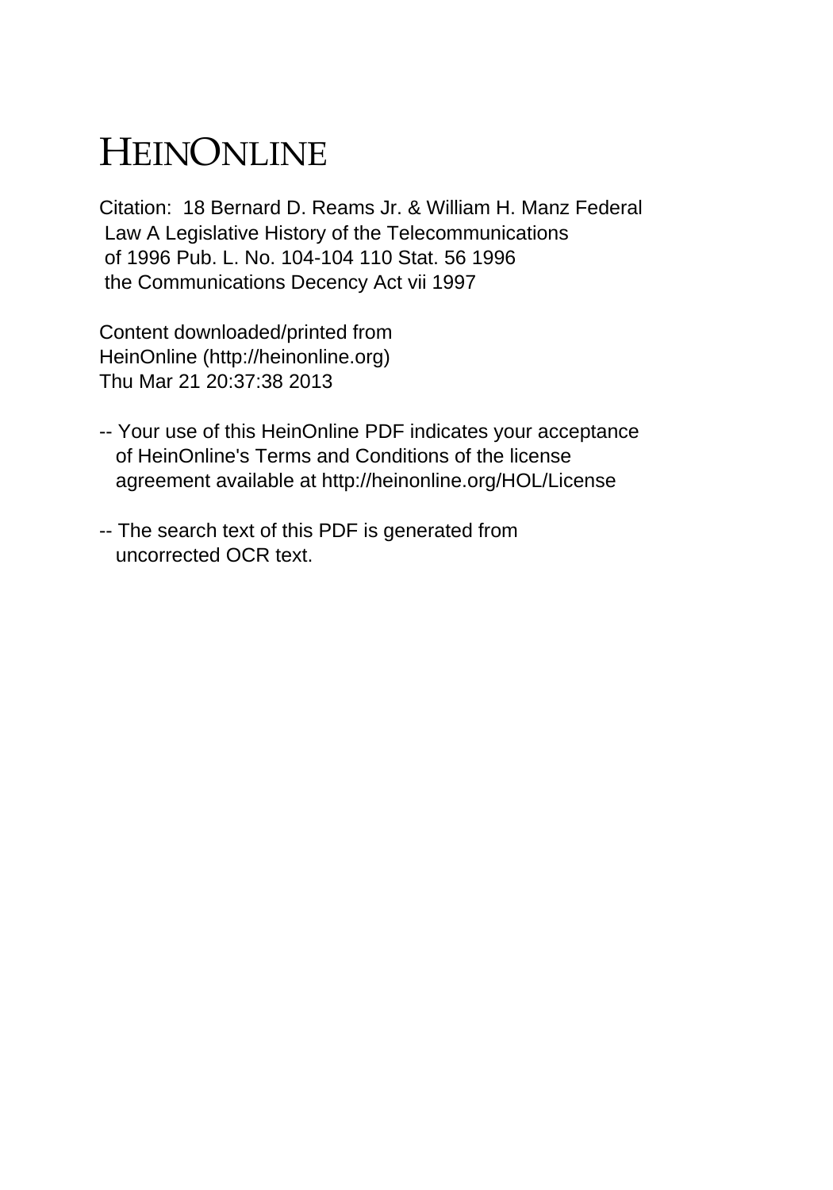# HEINONLINE

Citation: 18 Bernard D. Reams Jr. & William H. Manz Federal Law A Legislative History of the Telecommunications of 1996 Pub. L. No. 104-104 110 Stat. 56 1996 the Communications Decency Act vii 1997

Content downloaded/printed from HeinOnline (http://heinonline.org)
Thu Mar 21 20:37:38 2013

-- Your use of this HeinOnline PDF indicates your acceptance of HeinOnline's Terms and Conditions of the license agreement available at http://heinonline.org/HOL/License

-- The search text of this PDF is generated from uncorrected OCR text.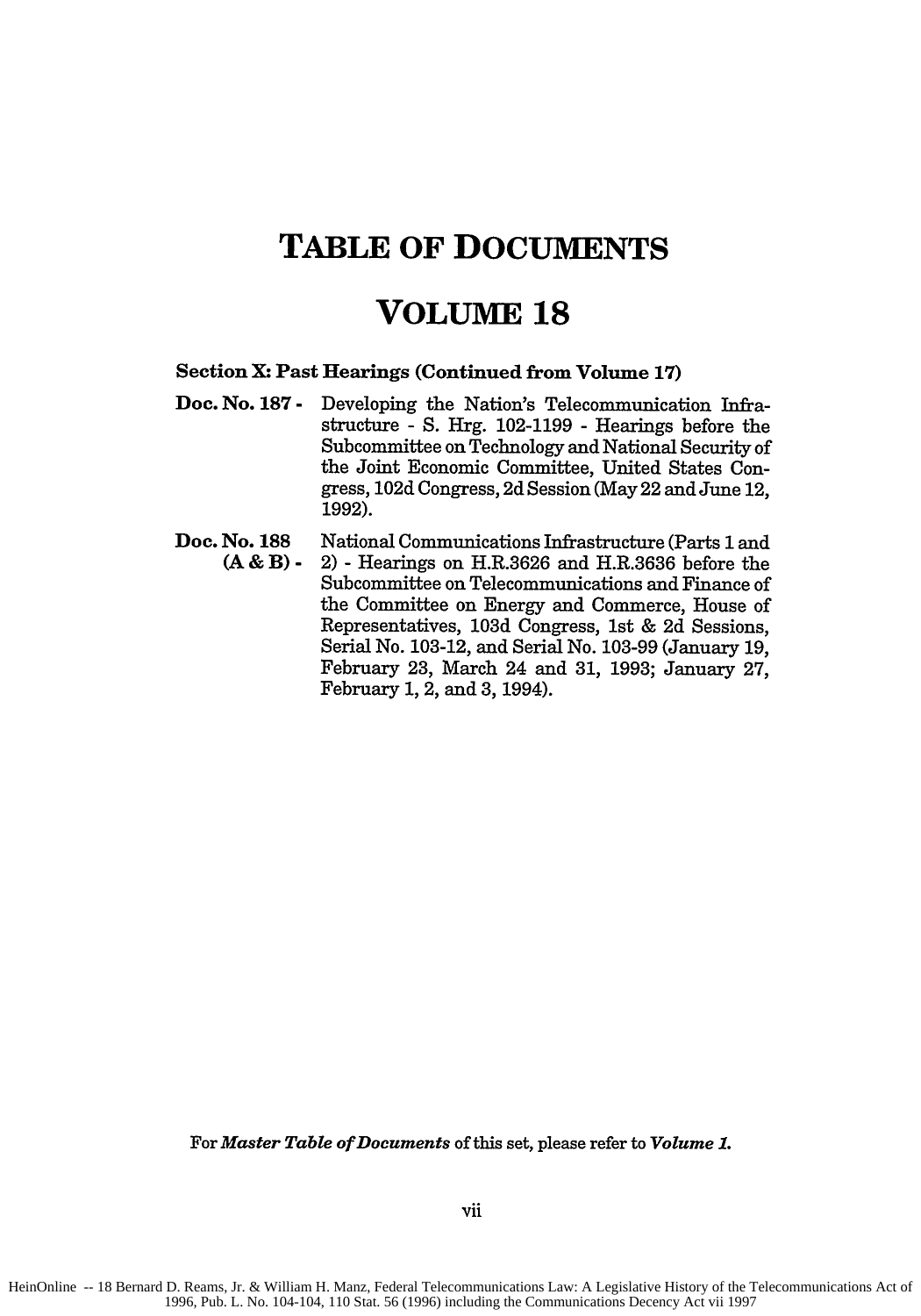# TABLE OF DOCUMENTS

# VOLUME 18

**Section X: Past Hearings (Continued from Volume 17)**

**Doc. No. 187 -** Developing the Nation's Telecommunication Infrastructure - S. Hrg. 102-1199 - Hearings before the Subcommittee on Technology and National Security of the Joint Economic Committee, United States Congress, 102d Congress, 2d Session (May 22 and June 12, 1992).

**Doc. No. 188 (A & B) -** National Communications Infrastructure (Parts 1 and 2) - Hearings on H.R.3626 and H.R.3636 before the Subcommittee on Telecommunications and Finance of the Committee on Energy and Commerce, House of Representatives, 103d Congress, 1st & 2d Sessions, Serial No. 103-12, and Serial No. 103-99 (January 19, February 23, March 24 and 31, 1993; January 27, February 1, 2, and 3, 1994).

For ***Master Table of Documents*** of this set, please refer to ***Volume 1.***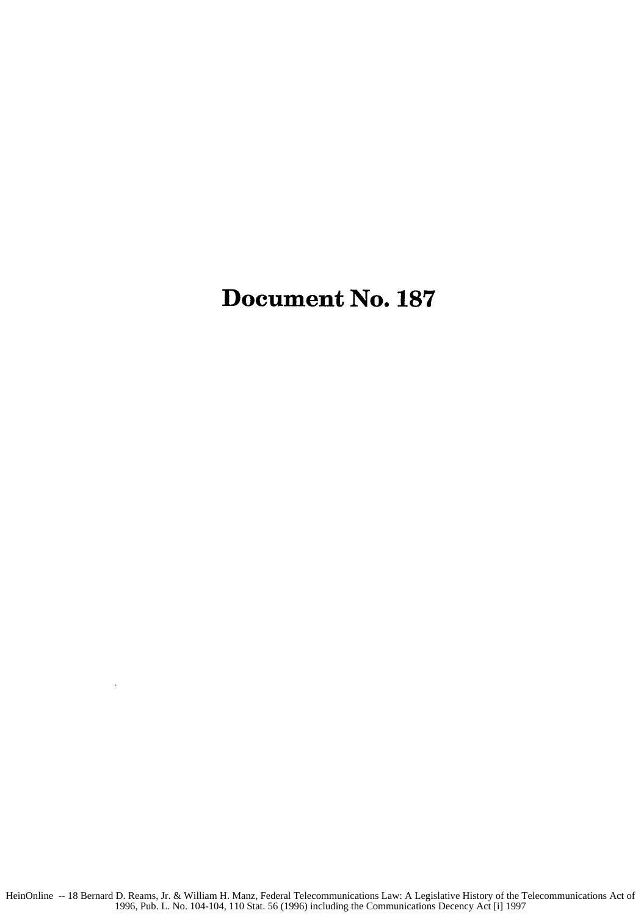# Document No. 187